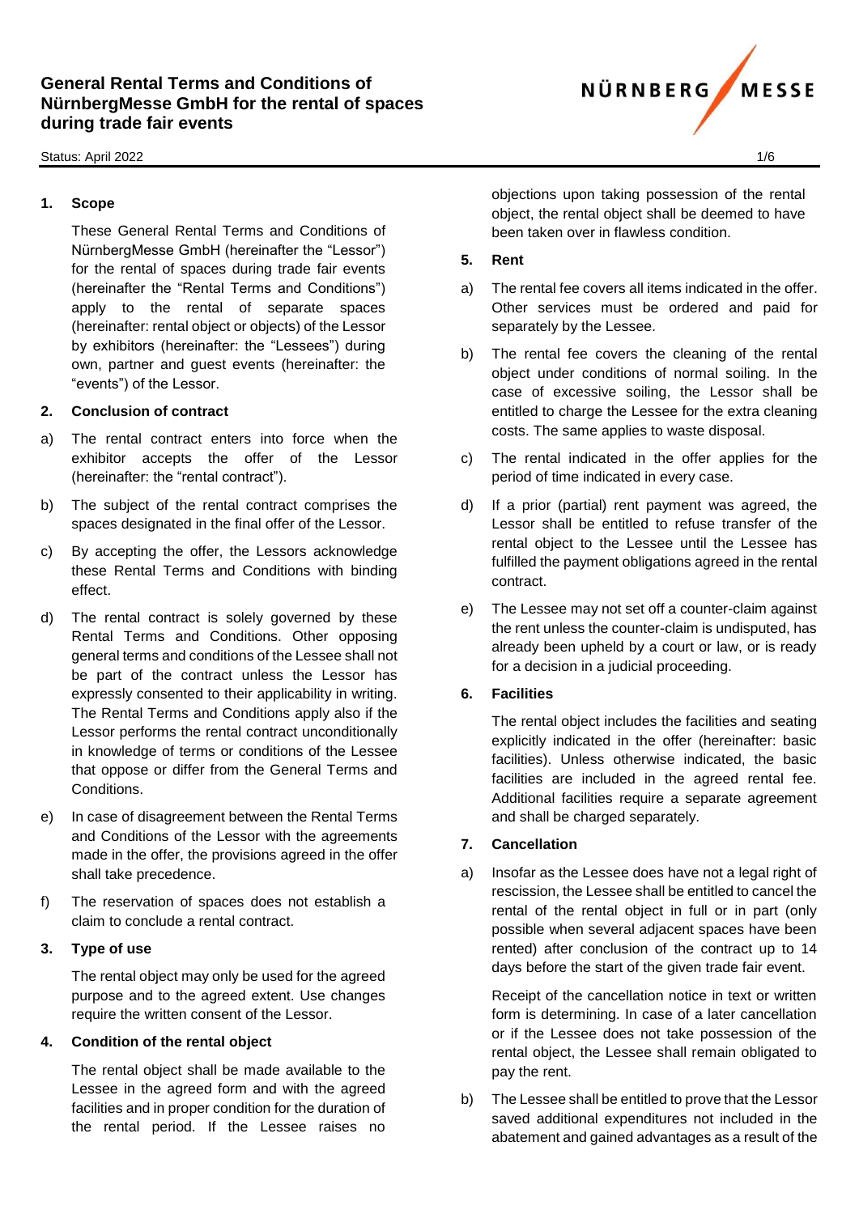# General Rental Terms and Conditions of NürnbergMesse GmbH for the rental of spaces during trade fair events

Status: April 2022

## 1. Scope

These General Rental Terms and Conditions of NürnbergMesse GmbH (hereinafter the "Lessor") for the rental of spaces during trade fair events (hereinafter the "Rental Terms and Conditions") apply to the rental of separate spaces (hereinafter: rental object or objects) of the Lessor by exhibitors (hereinafter: the "Lessees") during own, partner and guest events (hereinafter: the "events") of the Lessor.

## 2. Conclusion of contract

a) The rental contract enters into force when the exhibitor accepts the offer of the Lessor (hereinafter: the "rental contract").

b) The subject of the rental contract comprises the spaces designated in the final offer of the Lessor.

c) By accepting the offer, the Lessors acknowledge these Rental Terms and Conditions with binding effect.

d) The rental contract is solely governed by these Rental Terms and Conditions. Other opposing general terms and conditions of the Lessee shall not be part of the contract unless the Lessor has expressly consented to their applicability in writing. The Rental Terms and Conditions apply also if the Lessor performs the rental contract unconditionally in knowledge of terms or conditions of the Lessee that oppose or differ from the General Terms and Conditions.

e) In case of disagreement between the Rental Terms and Conditions of the Lessor with the agreements made in the offer, the provisions agreed in the offer shall take precedence.

f) The reservation of spaces does not establish a claim to conclude a rental contract.

## 3. Type of use

The rental object may only be used for the agreed purpose and to the agreed extent. Use changes require the written consent of the Lessor.

## 4. Condition of the rental object

The rental object shall be made available to the Lessee in the agreed form and with the agreed facilities and in proper condition for the duration of the rental period. If the Lessee raises no objections upon taking possession of the rental object, the rental object shall be deemed to have been taken over in flawless condition.

## 5. Rent

a) The rental fee covers all items indicated in the offer. Other services must be ordered and paid for separately by the Lessee.

b) The rental fee covers the cleaning of the rental object under conditions of normal soiling. In the case of excessive soiling, the Lessor shall be entitled to charge the Lessee for the extra cleaning costs. The same applies to waste disposal.

c) The rental indicated in the offer applies for the period of time indicated in every case.

d) If a prior (partial) rent payment was agreed, the Lessor shall be entitled to refuse transfer of the rental object to the Lessee until the Lessee has fulfilled the payment obligations agreed in the rental contract.

e) The Lessee may not set off a counter-claim against the rent unless the counter-claim is undisputed, has already been upheld by a court or law, or is ready for a decision in a judicial proceeding.

## 6. Facilities

The rental object includes the facilities and seating explicitly indicated in the offer (hereinafter: basic facilities). Unless otherwise indicated, the basic facilities are included in the agreed rental fee. Additional facilities require a separate agreement and shall be charged separately.

## 7. Cancellation

a) Insofar as the Lessee does have not a legal right of rescission, the Lessee shall be entitled to cancel the rental of the rental object in full or in part (only possible when several adjacent spaces have been rented) after conclusion of the contract up to 14 days before the start of the given trade fair event.

Receipt of the cancellation notice in text or written form is determining. In case of a later cancellation or if the Lessee does not take possession of the rental object, the Lessee shall remain obligated to pay the rent.

b) The Lessee shall be entitled to prove that the Lessor saved additional expenditures not included in the abatement and gained advantages as a result of the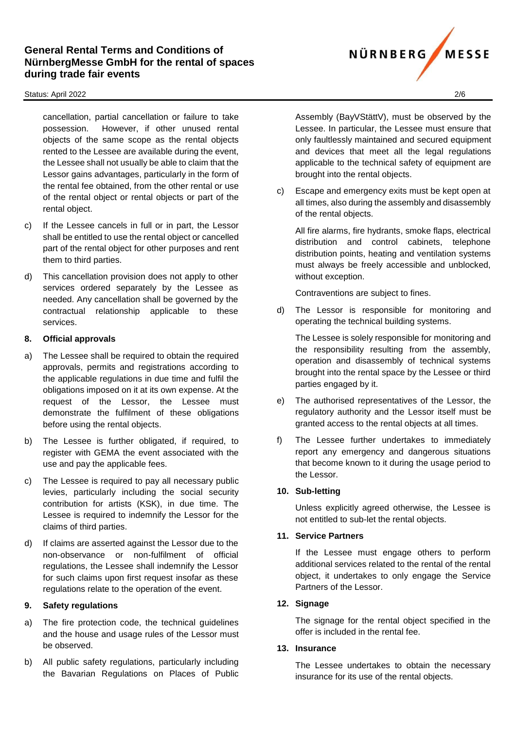cancellation, partial cancellation or failure to take possession. However, if other unused rental objects of the same scope as the rental objects rented to the Lessee are available during the event, the Lessee shall not usually be able to claim that the Lessor gains advantages, particularly in the form of the rental fee obtained, from the other rental or use of the rental object or rental objects or part of the rental object.

c) If the Lessee cancels in full or in part, the Lessor shall be entitled to use the rental object or cancelled part of the rental object for other purposes and rent them to third parties.

d) This cancellation provision does not apply to other services ordered separately by the Lessee as needed. Any cancellation shall be governed by the contractual relationship applicable to these services.

## 8. Official approvals

a) The Lessee shall be required to obtain the required approvals, permits and registrations according to the applicable regulations in due time and fulfil the obligations imposed on it at its own expense. At the request of the Lessor, the Lessee must demonstrate the fulfilment of these obligations before using the rental objects.

b) The Lessee is further obligated, if required, to register with GEMA the event associated with the use and pay the applicable fees.

c) The Lessee is required to pay all necessary public levies, particularly including the social security contribution for artists (KSK), in due time. The Lessee is required to indemnify the Lessor for the claims of third parties.

d) If claims are asserted against the Lessor due to the non-observance or non-fulfilment of official regulations, the Lessee shall indemnify the Lessor for such claims upon first request insofar as these regulations relate to the operation of the event.

## 9. Safety regulations

a) The fire protection code, the technical guidelines and the house and usage rules of the Lessor must be observed.

b) All public safety regulations, particularly including the Bavarian Regulations on Places of Public Assembly (BayVStättV), must be observed by the Lessee. In particular, the Lessee must ensure that only faultlessly maintained and secured equipment and devices that meet all the legal regulations applicable to the technical safety of equipment are brought into the rental objects.

c) Escape and emergency exits must be kept open at all times, also during the assembly and disassembly of the rental objects.

All fire alarms, fire hydrants, smoke flaps, electrical distribution and control cabinets, telephone distribution points, heating and ventilation systems must always be freely accessible and unblocked, without exception.

Contraventions are subject to fines.

d) The Lessor is responsible for monitoring and operating the technical building systems.

The Lessee is solely responsible for monitoring and the responsibility resulting from the assembly, operation and disassembly of technical systems brought into the rental space by the Lessee or third parties engaged by it.

e) The authorised representatives of the Lessor, the regulatory authority and the Lessor itself must be granted access to the rental objects at all times.

f) The Lessee further undertakes to immediately report any emergency and dangerous situations that become known to it during the usage period to the Lessor.

## 10. Sub-letting

Unless explicitly agreed otherwise, the Lessee is not entitled to sub-let the rental objects.

## 11. Service Partners

If the Lessee must engage others to perform additional services related to the rental of the rental object, it undertakes to only engage the Service Partners of the Lessor.

## 12. Signage

The signage for the rental object specified in the offer is included in the rental fee.

## 13. Insurance

The Lessee undertakes to obtain the necessary insurance for its use of the rental objects.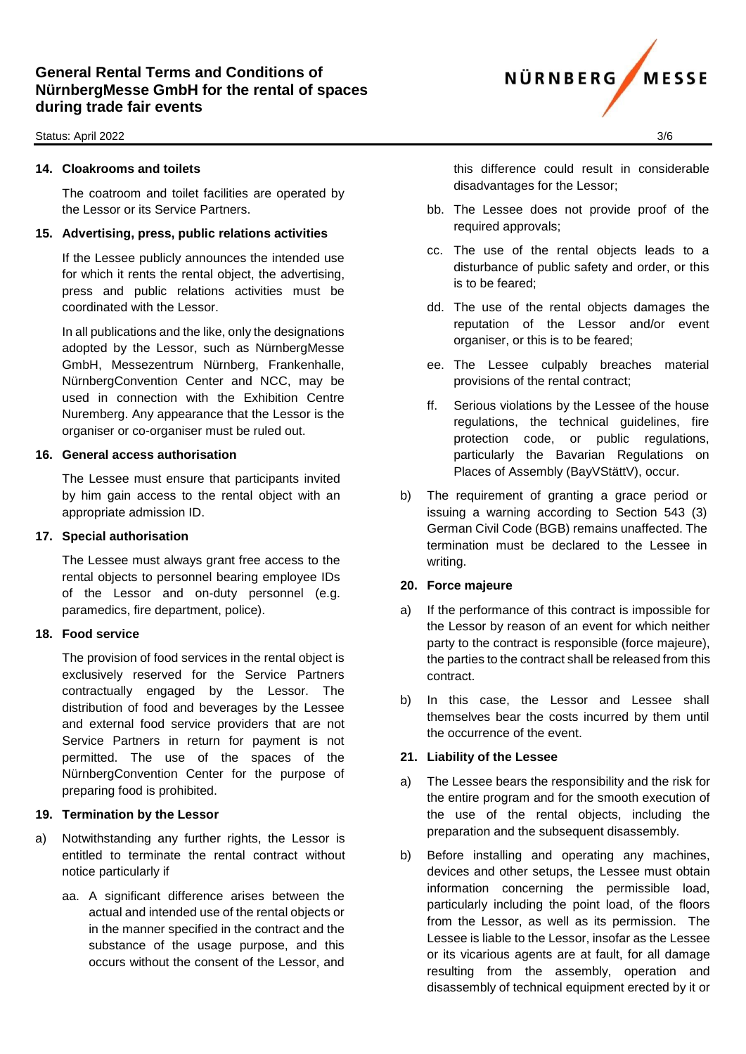### 14. Cloakrooms and toilets

The coatroom and toilet facilities are operated by the Lessor or its Service Partners.

### 15. Advertising, press, public relations activities

If the Lessee publicly announces the intended use for which it rents the rental object, the advertising, press and public relations activities must be coordinated with the Lessor.

In all publications and the like, only the designations adopted by the Lessor, such as NürnbergMesse GmbH, Messezentrum Nürnberg, Frankenhalle, NürnbergConvention Center and NCC, may be used in connection with the Exhibition Centre Nuremberg. Any appearance that the Lessor is the organiser or co-organiser must be ruled out.

### 16. General access authorisation

The Lessee must ensure that participants invited by him gain access to the rental object with an appropriate admission ID.

### 17. Special authorisation

The Lessee must always grant free access to the rental objects to personnel bearing employee IDs of the Lessor and on-duty personnel (e.g. paramedics, fire department, police).

### 18. Food service

The provision of food services in the rental object is exclusively reserved for the Service Partners contractually engaged by the Lessor. The distribution of food and beverages by the Lessee and external food service providers that are not Service Partners in return for payment is not permitted. The use of the spaces of the NürnbergConvention Center for the purpose of preparing food is prohibited.

### 19. Termination by the Lessor

a) Notwithstanding any further rights, the Lessor is entitled to terminate the rental contract without notice particularly if

   aa. A significant difference arises between the actual and intended use of the rental objects or in the manner specified in the contract and the substance of the usage purpose, and this occurs without the consent of the Lessor, and this difference could result in considerable disadvantages for the Lessor;

   bb. The Lessee does not provide proof of the required approvals;

   cc. The use of the rental objects leads to a disturbance of public safety and order, or this is to be feared;

   dd. The use of the rental objects damages the reputation of the Lessor and/or event organiser, or this is to be feared;

   ee. The Lessee culpably breaches material provisions of the rental contract;

   ff. Serious violations by the Lessee of the house regulations, the technical guidelines, fire protection code, or public regulations, particularly the Bavarian Regulations on Places of Assembly (BayVStättV), occur.

b) The requirement of granting a grace period or issuing a warning according to Section 543 (3) German Civil Code (BGB) remains unaffected. The termination must be declared to the Lessee in writing.

### 20. Force majeure

a) If the performance of this contract is impossible for the Lessor by reason of an event for which neither party to the contract is responsible (force majeure), the parties to the contract shall be released from this contract.

b) In this case, the Lessor and Lessee shall themselves bear the costs incurred by them until the occurrence of the event.

### 21. Liability of the Lessee

a) The Lessee bears the responsibility and the risk for the entire program and for the smooth execution of the use of the rental objects, including the preparation and the subsequent disassembly.

b) Before installing and operating any machines, devices and other setups, the Lessee must obtain information concerning the permissible load, particularly including the point load, of the floors from the Lessor, as well as its permission. The Lessee is liable to the Lessor, insofar as the Lessee or its vicarious agents are at fault, for all damage resulting from the assembly, operation and disassembly of technical equipment erected by it or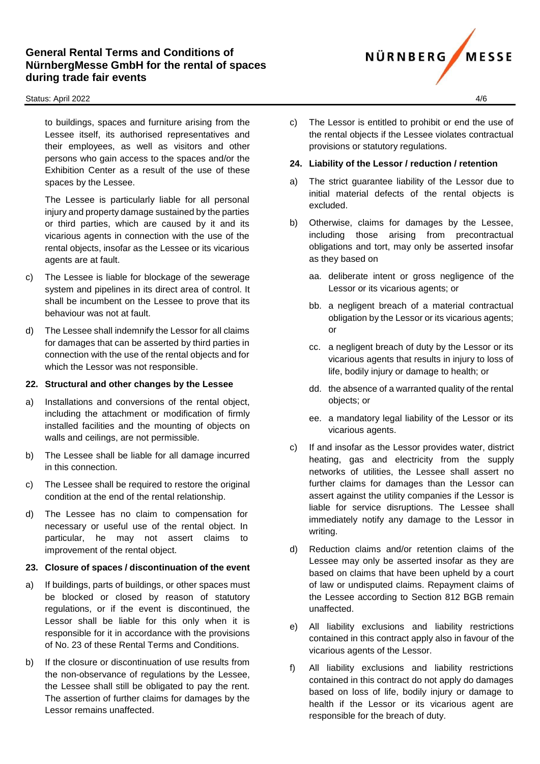to buildings, spaces and furniture arising from the Lessee itself, its authorised representatives and their employees, as well as visitors and other persons who gain access to the spaces and/or the Exhibition Center as a result of the use of these spaces by the Lessee.

The Lessee is particularly liable for all personal injury and property damage sustained by the parties or third parties, which are caused by it and its vicarious agents in connection with the use of the rental objects, insofar as the Lessee or its vicarious agents are at fault.

c) The Lessee is liable for blockage of the sewerage system and pipelines in its direct area of control. It shall be incumbent on the Lessee to prove that its behaviour was not at fault.

d) The Lessee shall indemnify the Lessor for all claims for damages that can be asserted by third parties in connection with the use of the rental objects and for which the Lessor was not responsible.

**22. Structural and other changes by the Lessee**

a) Installations and conversions of the rental object, including the attachment or modification of firmly installed facilities and the mounting of objects on walls and ceilings, are not permissible.

b) The Lessee shall be liable for all damage incurred in this connection.

c) The Lessee shall be required to restore the original condition at the end of the rental relationship.

d) The Lessee has no claim to compensation for necessary or useful use of the rental object. In particular, he may not assert claims to improvement of the rental object.

**23. Closure of spaces / discontinuation of the event**

a) If buildings, parts of buildings, or other spaces must be blocked or closed by reason of statutory regulations, or if the event is discontinued, the Lessor shall be liable for this only when it is responsible for it in accordance with the provisions of No. 23 of these Rental Terms and Conditions.

b) If the closure or discontinuation of use results from the non-observance of regulations by the Lessee, the Lessee shall still be obligated to pay the rent. The assertion of further claims for damages by the Lessor remains unaffected.

c) The Lessor is entitled to prohibit or end the use of the rental objects if the Lessee violates contractual provisions or statutory regulations.

**24. Liability of the Lessor / reduction / retention**

a) The strict guarantee liability of the Lessor due to initial material defects of the rental objects is excluded.

b) Otherwise, claims for damages by the Lessee, including those arising from precontractual obligations and tort, may only be asserted insofar as they are based on

   aa. deliberate intent or gross negligence of the Lessor or its vicarious agents; or

   bb. a negligent breach of a material contractual obligation by the Lessor or its vicarious agents; or

   cc. a negligent breach of duty by the Lessor or its vicarious agents that results in injury to loss of life, bodily injury or damage to health; or

   dd. the absence of a warranted quality of the rental objects; or

   ee. a mandatory legal liability of the Lessor or its vicarious agents.

c) If and insofar as the Lessor provides water, district heating, gas and electricity from the supply networks of utilities, the Lessee shall assert no further claims for damages than the Lessor can assert against the utility companies if the Lessor is liable for service disruptions. The Lessee shall immediately notify any damage to the Lessor in writing.

d) Reduction claims and/or retention claims of the Lessee may only be asserted insofar as they are based on claims that have been upheld by a court of law or undisputed claims. Repayment claims of the Lessee according to Section 812 BGB remain unaffected.

e) All liability exclusions and liability restrictions contained in this contract apply also in favour of the vicarious agents of the Lessor.

f) All liability exclusions and liability restrictions contained in this contract do not apply do damages based on loss of life, bodily injury or damage to health if the Lessor or its vicarious agent are responsible for the breach of duty.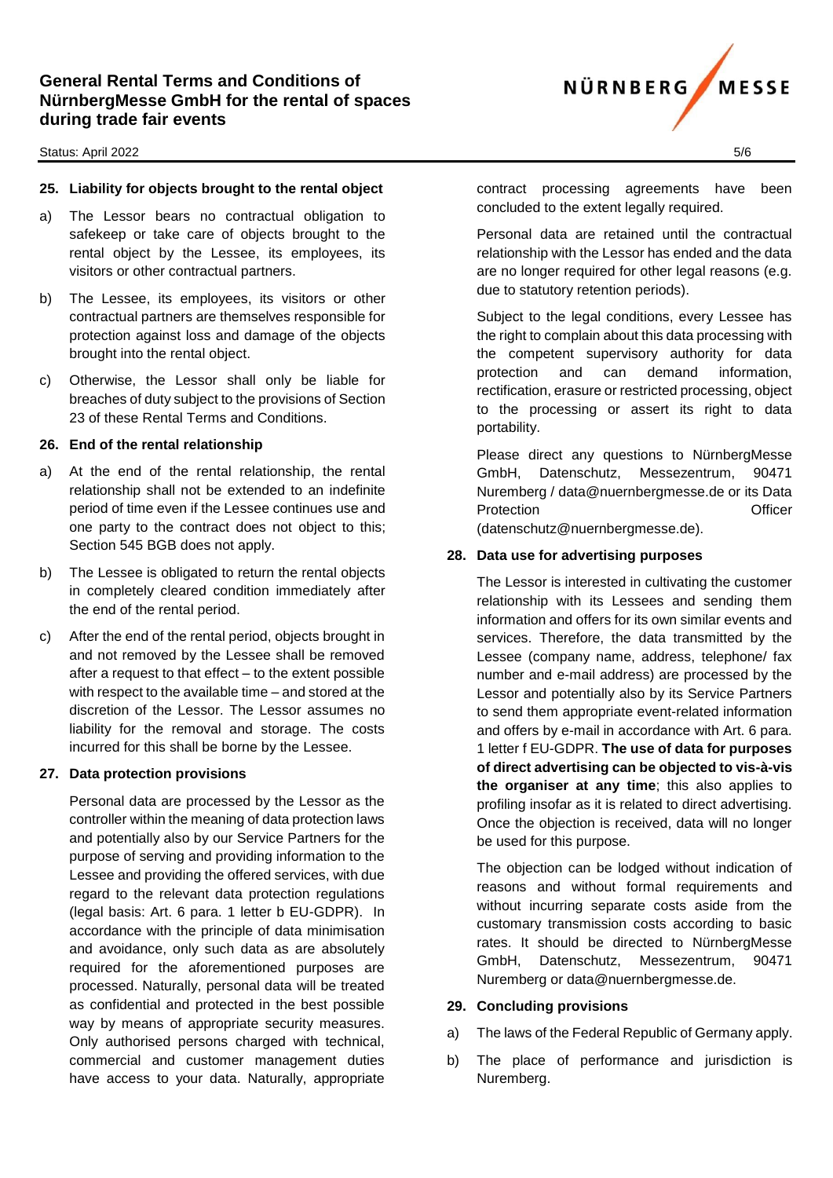## 25. Liability for objects brought to the rental object

a) The Lessor bears no contractual obligation to safekeep or take care of objects brought to the rental object by the Lessee, its employees, its visitors or other contractual partners.

b) The Lessee, its employees, its visitors or other contractual partners are themselves responsible for protection against loss and damage of the objects brought into the rental object.

c) Otherwise, the Lessor shall only be liable for breaches of duty subject to the provisions of Section 23 of these Rental Terms and Conditions.

## 26. End of the rental relationship

a) At the end of the rental relationship, the rental relationship shall not be extended to an indefinite period of time even if the Lessee continues use and one party to the contract does not object to this; Section 545 BGB does not apply.

b) The Lessee is obligated to return the rental objects in completely cleared condition immediately after the end of the rental period.

c) After the end of the rental period, objects brought in and not removed by the Lessee shall be removed after a request to that effect – to the extent possible with respect to the available time – and stored at the discretion of the Lessor. The Lessor assumes no liability for the removal and storage. The costs incurred for this shall be borne by the Lessee.

## 27. Data protection provisions

Personal data are processed by the Lessor as the controller within the meaning of data protection laws and potentially also by our Service Partners for the purpose of serving and providing information to the Lessee and providing the offered services, with due regard to the relevant data protection regulations (legal basis: Art. 6 para. 1 letter b EU-GDPR). In accordance with the principle of data minimisation and avoidance, only such data as are absolutely required for the aforementioned purposes are processed. Naturally, personal data will be treated as confidential and protected in the best possible way by means of appropriate security measures. Only authorised persons charged with technical, commercial and customer management duties have access to your data. Naturally, appropriate contract processing agreements have been concluded to the extent legally required.

Personal data are retained until the contractual relationship with the Lessor has ended and the data are no longer required for other legal reasons (e.g. due to statutory retention periods).

Subject to the legal conditions, every Lessee has the right to complain about this data processing with the competent supervisory authority for data protection and can demand information, rectification, erasure or restricted processing, object to the processing or assert its right to data portability.

Please direct any questions to NürnbergMesse GmbH, Datenschutz, Messezentrum, 90471 Nuremberg / data@nuernbergmesse.de or its Data Protection Officer (datenschutz@nuernbergmesse.de).

## 28. Data use for advertising purposes

The Lessor is interested in cultivating the customer relationship with its Lessees and sending them information and offers for its own similar events and services. Therefore, the data transmitted by the Lessee (company name, address, telephone/ fax number and e-mail address) are processed by the Lessor and potentially also by its Service Partners to send them appropriate event-related information and offers by e-mail in accordance with Art. 6 para. 1 letter f EU-GDPR. **The use of data for purposes of direct advertising can be objected to vis-à-vis the organiser at any time**; this also applies to profiling insofar as it is related to direct advertising. Once the objection is received, data will no longer be used for this purpose.

The objection can be lodged without indication of reasons and without formal requirements and without incurring separate costs aside from the customary transmission costs according to basic rates. It should be directed to NürnbergMesse GmbH, Datenschutz, Messezentrum, 90471 Nuremberg or data@nuernbergmesse.de.

## 29. Concluding provisions

a) The laws of the Federal Republic of Germany apply.

b) The place of performance and jurisdiction is Nuremberg.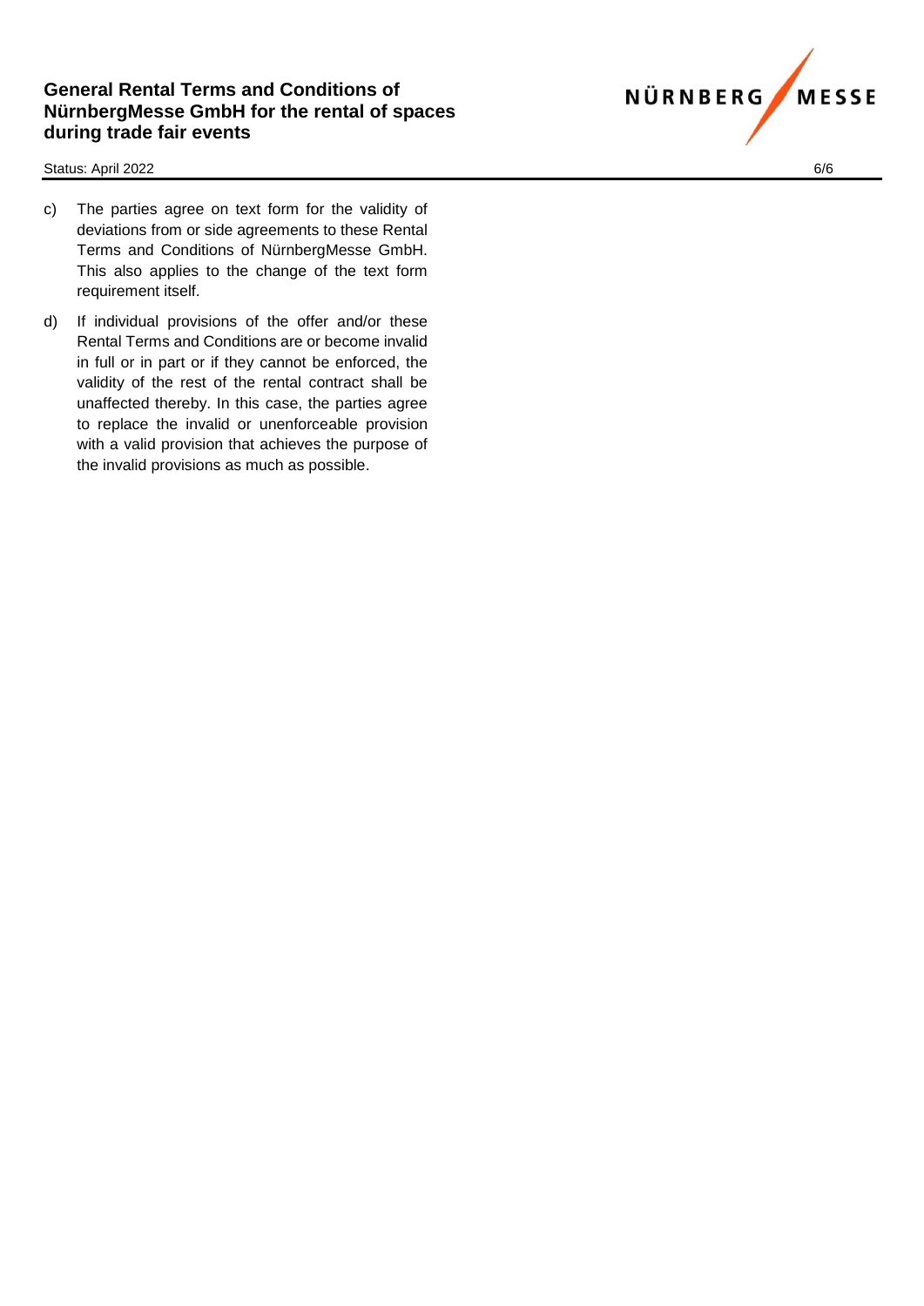c) The parties agree on text form for the validity of deviations from or side agreements to these Rental Terms and Conditions of NürnbergMesse GmbH. This also applies to the change of the text form requirement itself.

d) If individual provisions of the offer and/or these Rental Terms and Conditions are or become invalid in full or in part or if they cannot be enforced, the validity of the rest of the rental contract shall be unaffected thereby. In this case, the parties agree to replace the invalid or unenforceable provision with a valid provision that achieves the purpose of the invalid provisions as much as possible.